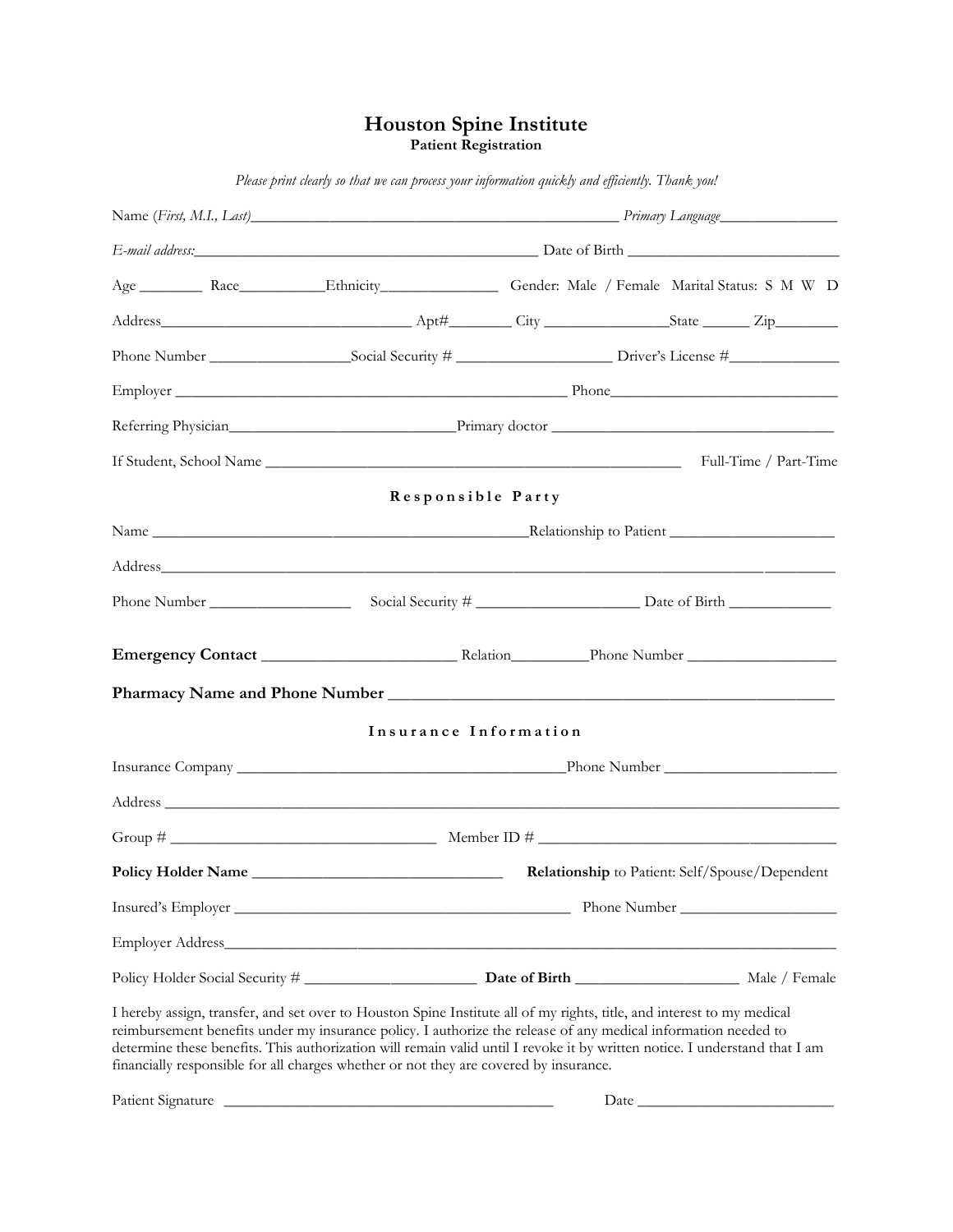# Houston Spine Institute

## Patient Registration

*Please print clearly so that we can process your information quickly and efficiently. Thank you!*

Name (*First, M.I., Last*)_______________________________________________ *Primary Language*_______________

*E-mail address:*____________________________________________ Date of Birth ___________________________

Age ________ Race___________Ethnicity_______________ Gender: Male / Female Marital Status: S M W D

Address________________________________ Apt#________ City ________________State ______ Zip________

Phone Number __________________Social Security # ___________________ Driver's License #______________

Employer ______________________________________________ Phone______________________________

Referring Physician_____________________________Primary doctor ____________________________________

If Student, School Name _____________________________________________________ Full-Time / Part-Time

### Responsible Party

Name _______________________________________________Relationship to Patient _____________________

Address___________________________________________________________________________________

Phone Number __________________ Social Security # _____________________ Date of Birth _____________

**Emergency Contact** ________________________ Relation__________Phone Number ___________________

**Pharmacy Name and Phone Number** ______________________________________________________

### Insurance Information

Insurance Company __________________________________________Phone Number ______________________

Address ___________________________________________________________________________________

Group # __________________________________ Member ID # _______________________________________

**Policy Holder Name** ________________________________ **Relationship** to Patient: Self/Spouse/Dependent

Insured's Employer ___________________________________________ Phone Number ____________________

Employer Address____________________________________________________________________________

Policy Holder Social Security # ______________________ **Date of Birth** _____________________ Male / Female

I hereby assign, transfer, and set over to Houston Spine Institute all of my rights, title, and interest to my medical reimbursement benefits under my insurance policy. I authorize the release of any medical information needed to determine these benefits. This authorization will remain valid until I revoke it by written notice. I understand that I am financially responsible for all charges whether or not they are covered by insurance.

Patient Signature ___________________________________________ Date _________________________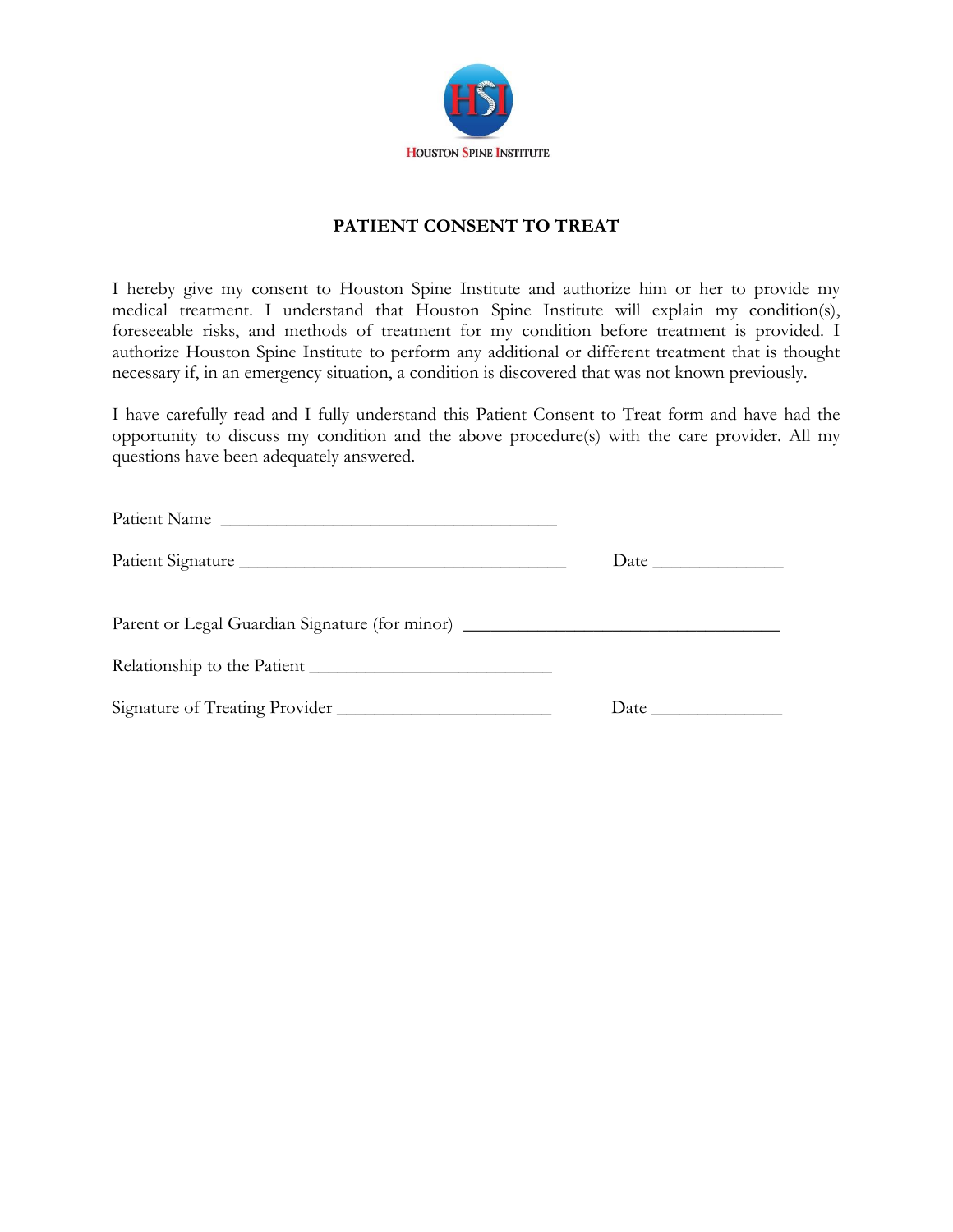HOUSTON SPINE INSTITUTE

## PATIENT CONSENT TO TREAT

I hereby give my consent to Houston Spine Institute and authorize him or her to provide my medical treatment. I understand that Houston Spine Institute will explain my condition(s), foreseeable risks, and methods of treatment for my condition before treatment is provided. I authorize Houston Spine Institute to perform any additional or different treatment that is thought necessary if, in an emergency situation, a condition is discovered that was not known previously.

I have carefully read and I fully understand this Patient Consent to Treat form and have had the opportunity to discuss my condition and the above procedure(s) with the care provider. All my questions have been adequately answered.

Patient Name ___________________________________

Patient Signature ___________________________________ Date _____________

Parent or Legal Guardian Signature (for minor) _________________________________

Relationship to the Patient _________________________

Signature of Treating Provider ______________________ Date _____________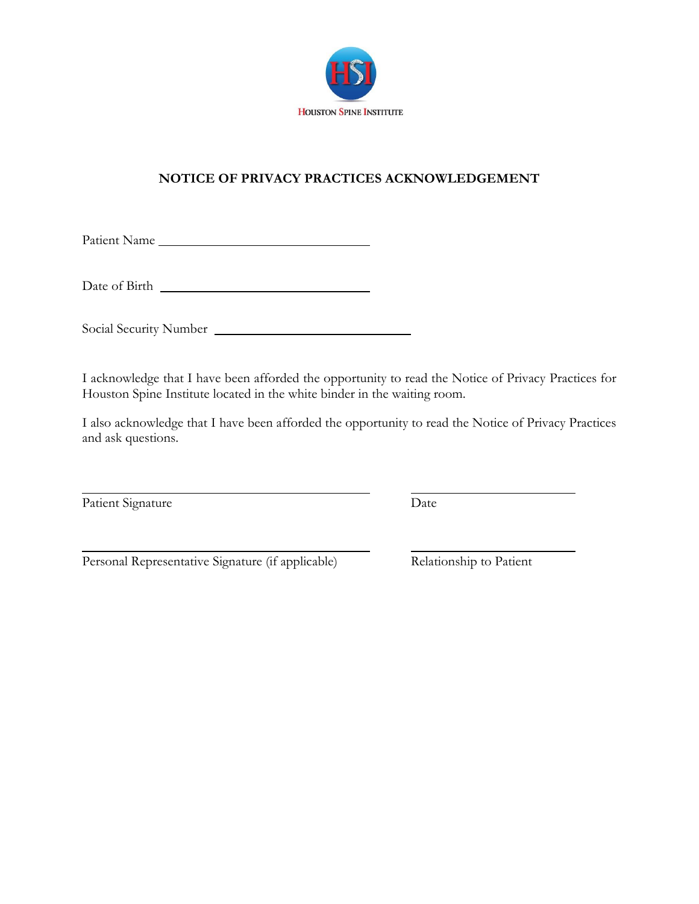HSI

Houston Spine Institute

## NOTICE OF PRIVACY PRACTICES ACKNOWLEDGEMENT

Patient Name ______________________________

Date of Birth ______________________________

Social Security Number ______________________________

I acknowledge that I have been afforded the opportunity to read the Notice of Privacy Practices for Houston Spine Institute located in the white binder in the waiting room.

I also acknowledge that I have been afforded the opportunity to read the Notice of Privacy Practices and ask questions.

______________________________ ______________________________
Patient Signature Date

______________________________ ______________________________
Personal Representative Signature (if applicable) Relationship to Patient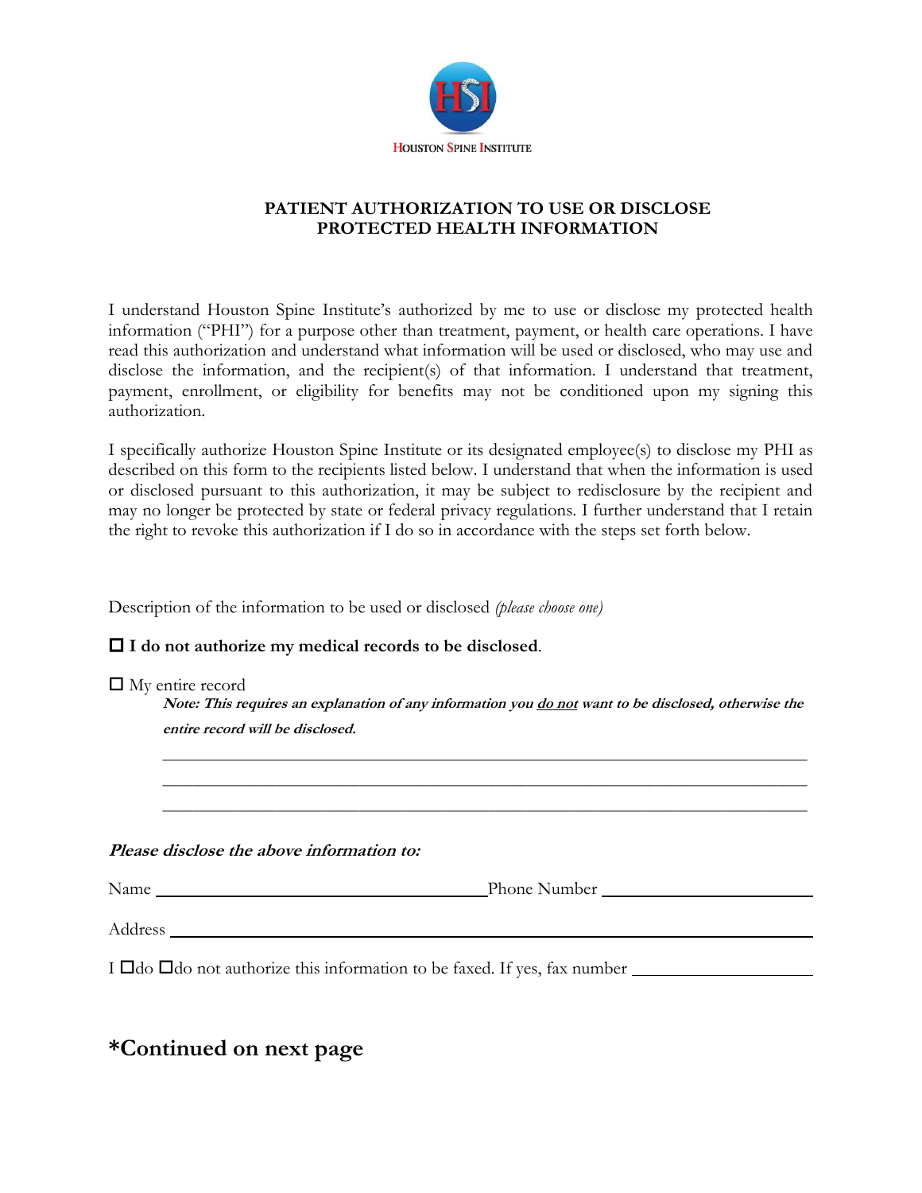HOUSTON SPINE INSTITUTE

## PATIENT AUTHORIZATION TO USE OR DISCLOSE PROTECTED HEALTH INFORMATION

I understand Houston Spine Institute's authorized by me to use or disclose my protected health information ("PHI") for a purpose other than treatment, payment, or health care operations. I have read this authorization and understand what information will be used or disclosed, who may use and disclose the information, and the recipient(s) of that information. I understand that treatment, payment, enrollment, or eligibility for benefits may not be conditioned upon my signing this authorization.

I specifically authorize Houston Spine Institute or its designated employee(s) to disclose my PHI as described on this form to the recipients listed below. I understand that when the information is used or disclosed pursuant to this authorization, it may be subject to redisclosure by the recipient and may no longer be protected by state or federal privacy regulations. I further understand that I retain the right to revoke this authorization if I do so in accordance with the steps set forth below.

Description of the information to be used or disclosed *(please choose one)*

☐ **I do not authorize my medical records to be disclosed**.

☐ My entire record

***Note: This requires an explanation of any information you <u>do not</u> want to be disclosed, otherwise the entire record will be disclosed.***

\_\_\_\_\_\_\_\_\_\_\_\_\_\_\_\_\_\_\_\_\_\_\_\_\_\_\_\_\_\_\_\_\_\_\_\_\_\_\_\_\_\_\_\_\_\_\_\_\_\_\_\_\_\_\_\_\_\_\_\_\_\_\_\_\_\_\_\_

\_\_\_\_\_\_\_\_\_\_\_\_\_\_\_\_\_\_\_\_\_\_\_\_\_\_\_\_\_\_\_\_\_\_\_\_\_\_\_\_\_\_\_\_\_\_\_\_\_\_\_\_\_\_\_\_\_\_\_\_\_\_\_\_\_\_\_\_

\_\_\_\_\_\_\_\_\_\_\_\_\_\_\_\_\_\_\_\_\_\_\_\_\_\_\_\_\_\_\_\_\_\_\_\_\_\_\_\_\_\_\_\_\_\_\_\_\_\_\_\_\_\_\_\_\_\_\_\_\_\_\_\_\_\_\_\_

***Please disclose the above information to:***

Name \_\_\_\_\_\_\_\_\_\_\_\_\_\_\_\_\_\_\_\_\_\_\_\_\_\_\_\_\_\_\_\_\_\_\_\_ Phone Number \_\_\_\_\_\_\_\_\_\_\_\_\_\_\_\_\_\_\_\_\_\_

Address \_\_\_\_\_\_\_\_\_\_\_\_\_\_\_\_\_\_\_\_\_\_\_\_\_\_\_\_\_\_\_\_\_\_\_\_\_\_\_\_\_\_\_\_\_\_\_\_\_\_\_\_\_\_\_\_\_\_\_\_\_\_\_\_\_\_

I ☐do ☐do not authorize this information to be faxed. If yes, fax number \_\_\_\_\_\_\_\_\_\_\_\_\_\_\_\_\_\_

## *Continued on next page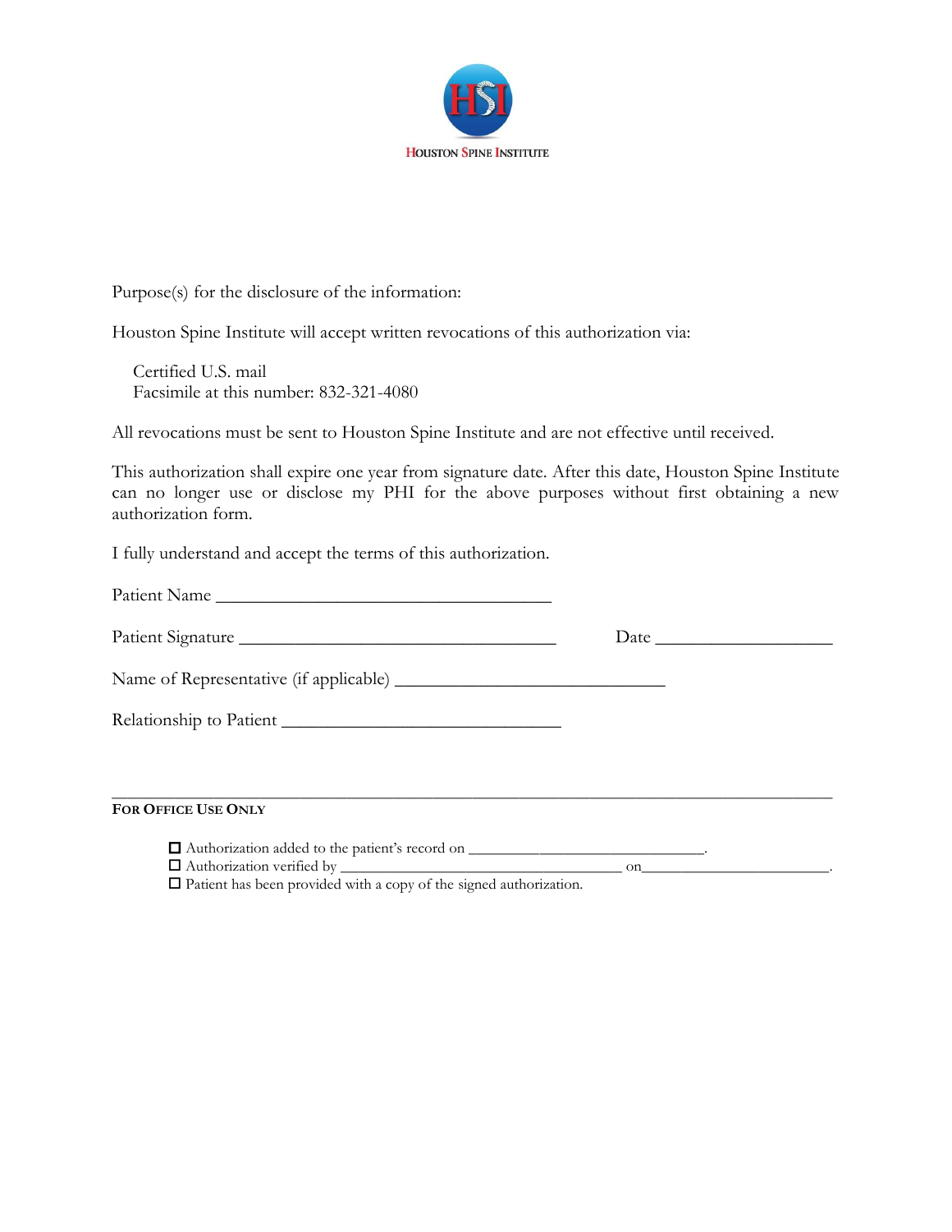HOUSTON SPINE INSTITUTE

Purpose(s) for the disclosure of the information:

Houston Spine Institute will accept written revocations of this authorization via:

Certified U.S. mail
Facsimile at this number: 832-321-4080

All revocations must be sent to Houston Spine Institute and are not effective until received.

This authorization shall expire one year from signature date. After this date, Houston Spine Institute can no longer use or disclose my PHI for the above purposes without first obtaining a new authorization form.

I fully understand and accept the terms of this authorization.

Patient Name ____________________________________

Patient Signature __________________________________ Date ___________________

Name of Representative (if applicable) _____________________________

Relationship to Patient ______________________________

---

**FOR OFFICE USE ONLY**

- ☐ Authorization added to the patient's record on ______________________________.
- ☐ Authorization verified by ____________________________________ on________________________.
- ☐ Patient has been provided with a copy of the signed authorization.